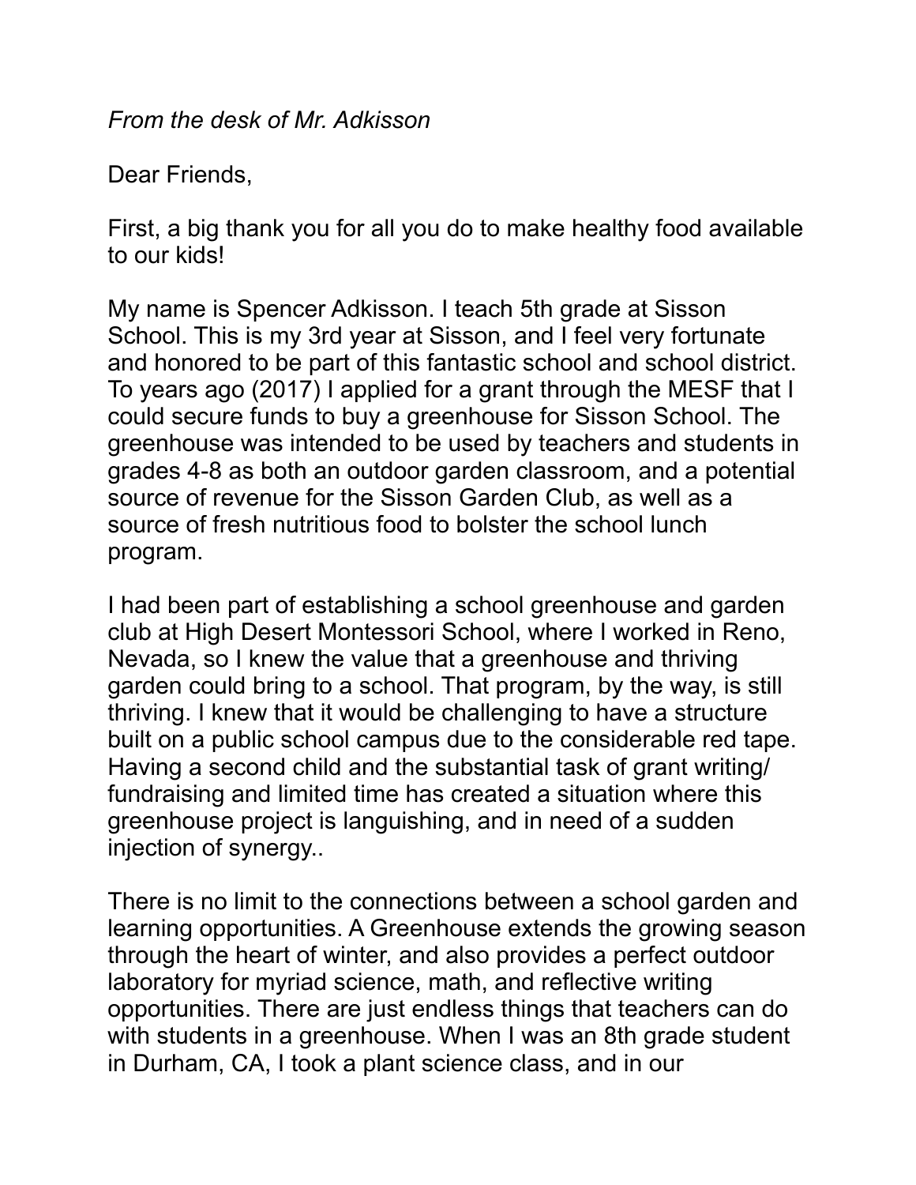*From the desk of Mr. Adkisson*

Dear Friends,

First, a big thank you for all you do to make healthy food available to our kids!

My name is Spencer Adkisson. I teach 5th grade at Sisson School. This is my 3rd year at Sisson, and I feel very fortunate and honored to be part of this fantastic school and school district. To years ago (2017) I applied for a grant through the MESF that I could secure funds to buy a greenhouse for Sisson School. The greenhouse was intended to be used by teachers and students in grades 4-8 as both an outdoor garden classroom, and a potential source of revenue for the Sisson Garden Club, as well as a source of fresh nutritious food to bolster the school lunch program.

I had been part of establishing a school greenhouse and garden club at High Desert Montessori School, where I worked in Reno, Nevada, so I knew the value that a greenhouse and thriving garden could bring to a school. That program, by the way, is still thriving. I knew that it would be challenging to have a structure built on a public school campus due to the considerable red tape. Having a second child and the substantial task of grant writing/ fundraising and limited time has created a situation where this greenhouse project is languishing, and in need of a sudden injection of synergy..

There is no limit to the connections between a school garden and learning opportunities. A Greenhouse extends the growing season through the heart of winter, and also provides a perfect outdoor laboratory for myriad science, math, and reflective writing opportunities. There are just endless things that teachers can do with students in a greenhouse. When I was an 8th grade student in Durham, CA, I took a plant science class, and in our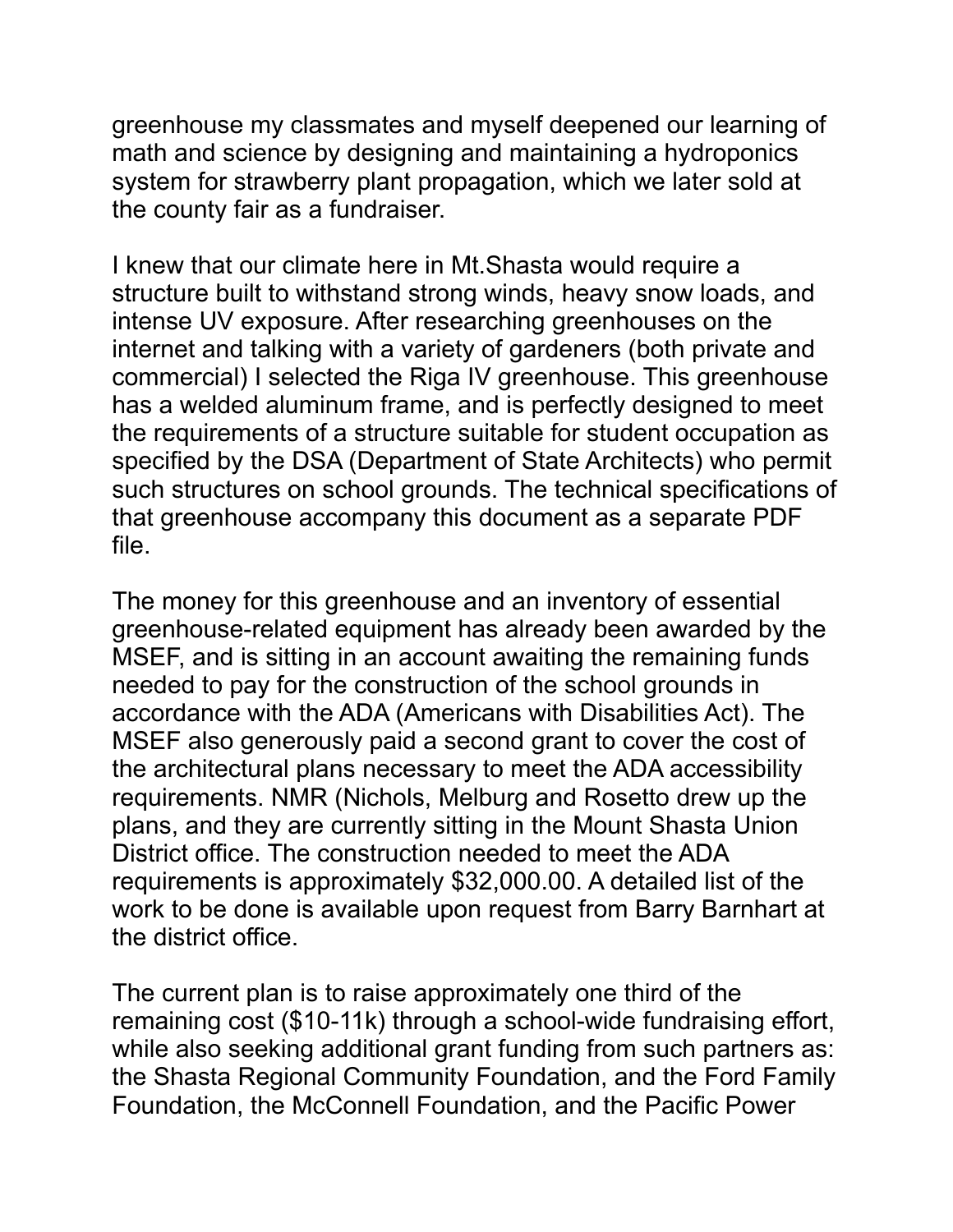greenhouse my classmates and myself deepened our learning of math and science by designing and maintaining a hydroponics system for strawberry plant propagation, which we later sold at the county fair as a fundraiser.

I knew that our climate here in Mt.Shasta would require a structure built to withstand strong winds, heavy snow loads, and intense UV exposure. After researching greenhouses on the internet and talking with a variety of gardeners (both private and commercial) I selected the Riga IV greenhouse. This greenhouse has a welded aluminum frame, and is perfectly designed to meet the requirements of a structure suitable for student occupation as specified by the DSA (Department of State Architects) who permit such structures on school grounds. The technical specifications of that greenhouse accompany this document as a separate PDF file.

The money for this greenhouse and an inventory of essential greenhouse-related equipment has already been awarded by the MSEF, and is sitting in an account awaiting the remaining funds needed to pay for the construction of the school grounds in accordance with the ADA (Americans with Disabilities Act). The MSEF also generously paid a second grant to cover the cost of the architectural plans necessary to meet the ADA accessibility requirements. NMR (Nichols, Melburg and Rosetto drew up the plans, and they are currently sitting in the Mount Shasta Union District office. The construction needed to meet the ADA requirements is approximately $32,000.00. A detailed list of the work to be done is available upon request from Barry Barnhart at the district office.

The current plan is to raise approximately one third of the remaining cost ($10-11k) through a school-wide fundraising effort, while also seeking additional grant funding from such partners as: the Shasta Regional Community Foundation, and the Ford Family Foundation, the McConnell Foundation, and the Pacific Power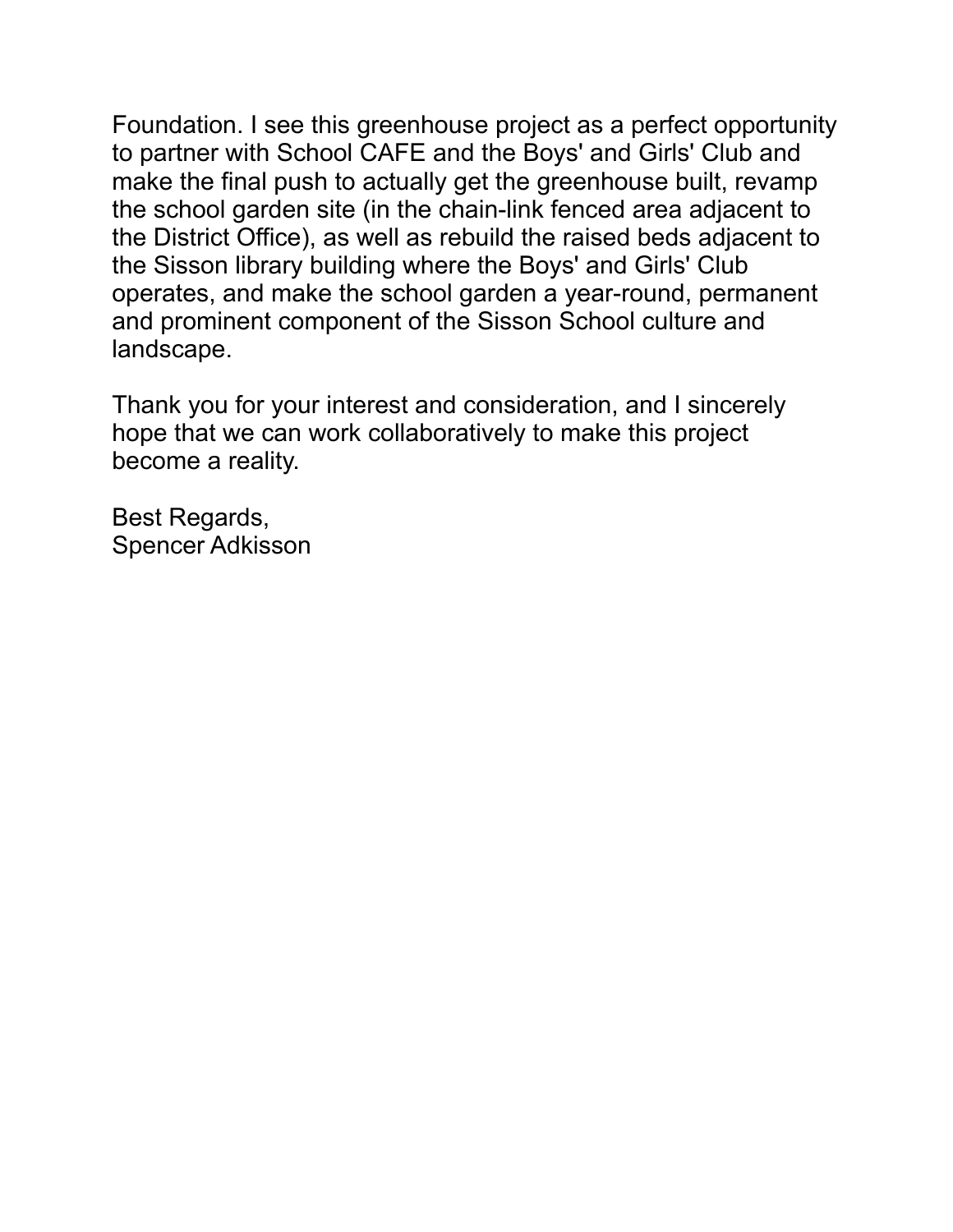Foundation. I see this greenhouse project as a perfect opportunity to partner with School CAFE and the Boys' and Girls' Club and make the final push to actually get the greenhouse built, revamp the school garden site (in the chain-link fenced area adjacent to the District Office), as well as rebuild the raised beds adjacent to the Sisson library building where the Boys' and Girls' Club operates, and make the school garden a year-round, permanent and prominent component of the Sisson School culture and landscape.

Thank you for your interest and consideration, and I sincerely hope that we can work collaboratively to make this project become a reality.

Best Regards,
Spencer Adkisson